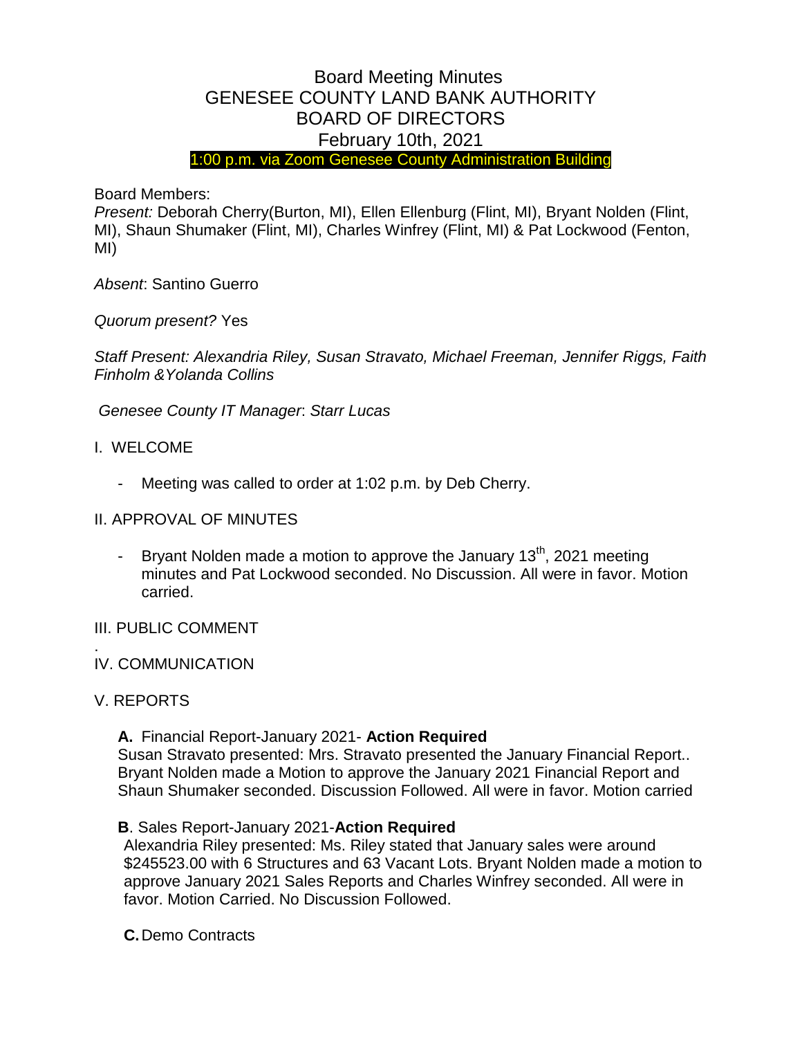# Board Meeting Minutes
# GENESEE COUNTY LAND BANK AUTHORITY
# BOARD OF DIRECTORS
# February 10th, 2021

1:00 p.m. via Zoom Genesee County Administration Building

Board Members:

*Present:* Deborah Cherry(Burton, MI), Ellen Ellenburg (Flint, MI), Bryant Nolden (Flint, MI), Shaun Shumaker (Flint, MI), Charles Winfrey (Flint, MI) & Pat Lockwood (Fenton, MI)

*Absent*: Santino Guerro

*Quorum present?* Yes

*Staff Present: Alexandria Riley, Susan Stravato, Michael Freeman, Jennifer Riggs, Faith Finholm &Yolanda Collins*

*Genesee County IT Manager*: *Starr Lucas*

I. WELCOME

- Meeting was called to order at 1:02 p.m. by Deb Cherry.

II. APPROVAL OF MINUTES

- Bryant Nolden made a motion to approve the January 13th, 2021 meeting minutes and Pat Lockwood seconded. No Discussion. All were in favor. Motion carried.

III. PUBLIC COMMENT

.

IV. COMMUNICATION

V. REPORTS

**A.** Financial Report-January 2021- **Action Required**

Susan Stravato presented: Mrs. Stravato presented the January Financial Report.. Bryant Nolden made a Motion to approve the January 2021 Financial Report and Shaun Shumaker seconded. Discussion Followed. All were in favor. Motion carried

**B**. Sales Report-January 2021-**Action Required**

Alexandria Riley presented: Ms. Riley stated that January sales were around $245523.00 with 6 Structures and 63 Vacant Lots. Bryant Nolden made a motion to approve January 2021 Sales Reports and Charles Winfrey seconded. All were in favor. Motion Carried. No Discussion Followed.

**C.** Demo Contracts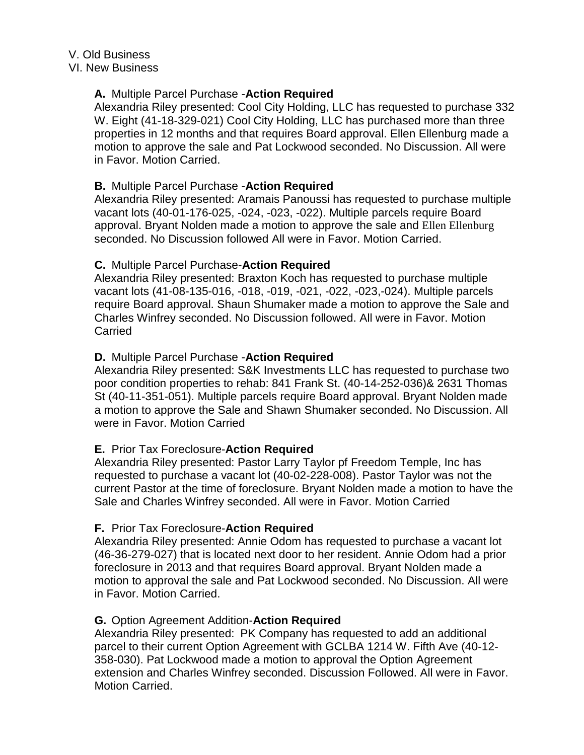V. Old Business
VI. New Business

**A.** Multiple Parcel Purchase -**Action Required**
Alexandria Riley presented: Cool City Holding, LLC has requested to purchase 332 W. Eight (41-18-329-021) Cool City Holding, LLC has purchased more than three properties in 12 months and that requires Board approval. Ellen Ellenburg made a motion to approve the sale and Pat Lockwood seconded. No Discussion. All were in Favor. Motion Carried.

**B.** Multiple Parcel Purchase -**Action Required**
Alexandria Riley presented: Aramais Panoussi has requested to purchase multiple vacant lots (40-01-176-025, -024, -023, -022). Multiple parcels require Board approval. Bryant Nolden made a motion to approve the sale and Ellen Ellenburg seconded. No Discussion followed All were in Favor. Motion Carried.

**C.** Multiple Parcel Purchase-**Action Required**
Alexandria Riley presented: Braxton Koch has requested to purchase multiple vacant lots (41-08-135-016, -018, -019, -021, -022, -023,-024). Multiple parcels require Board approval. Shaun Shumaker made a motion to approve the Sale and Charles Winfrey seconded. No Discussion followed. All were in Favor. Motion Carried

**D.** Multiple Parcel Purchase -**Action Required**
Alexandria Riley presented: S&K Investments LLC has requested to purchase two poor condition properties to rehab: 841 Frank St. (40-14-252-036)& 2631 Thomas St (40-11-351-051). Multiple parcels require Board approval. Bryant Nolden made a motion to approve the Sale and Shawn Shumaker seconded. No Discussion. All were in Favor. Motion Carried

**E.** Prior Tax Foreclosure-**Action Required**
Alexandria Riley presented: Pastor Larry Taylor pf Freedom Temple, Inc has requested to purchase a vacant lot (40-02-228-008). Pastor Taylor was not the current Pastor at the time of foreclosure. Bryant Nolden made a motion to have the Sale and Charles Winfrey seconded. All were in Favor. Motion Carried

**F.** Prior Tax Foreclosure-**Action Required**
Alexandria Riley presented: Annie Odom has requested to purchase a vacant lot (46-36-279-027) that is located next door to her resident. Annie Odom had a prior foreclosure in 2013 and that requires Board approval. Bryant Nolden made a motion to approval the sale and Pat Lockwood seconded. No Discussion. All were in Favor. Motion Carried.

**G.** Option Agreement Addition-**Action Required**
Alexandria Riley presented: PK Company has requested to add an additional parcel to their current Option Agreement with GCLBA 1214 W. Fifth Ave (40-12-358-030). Pat Lockwood made a motion to approval the Option Agreement extension and Charles Winfrey seconded. Discussion Followed. All were in Favor. Motion Carried.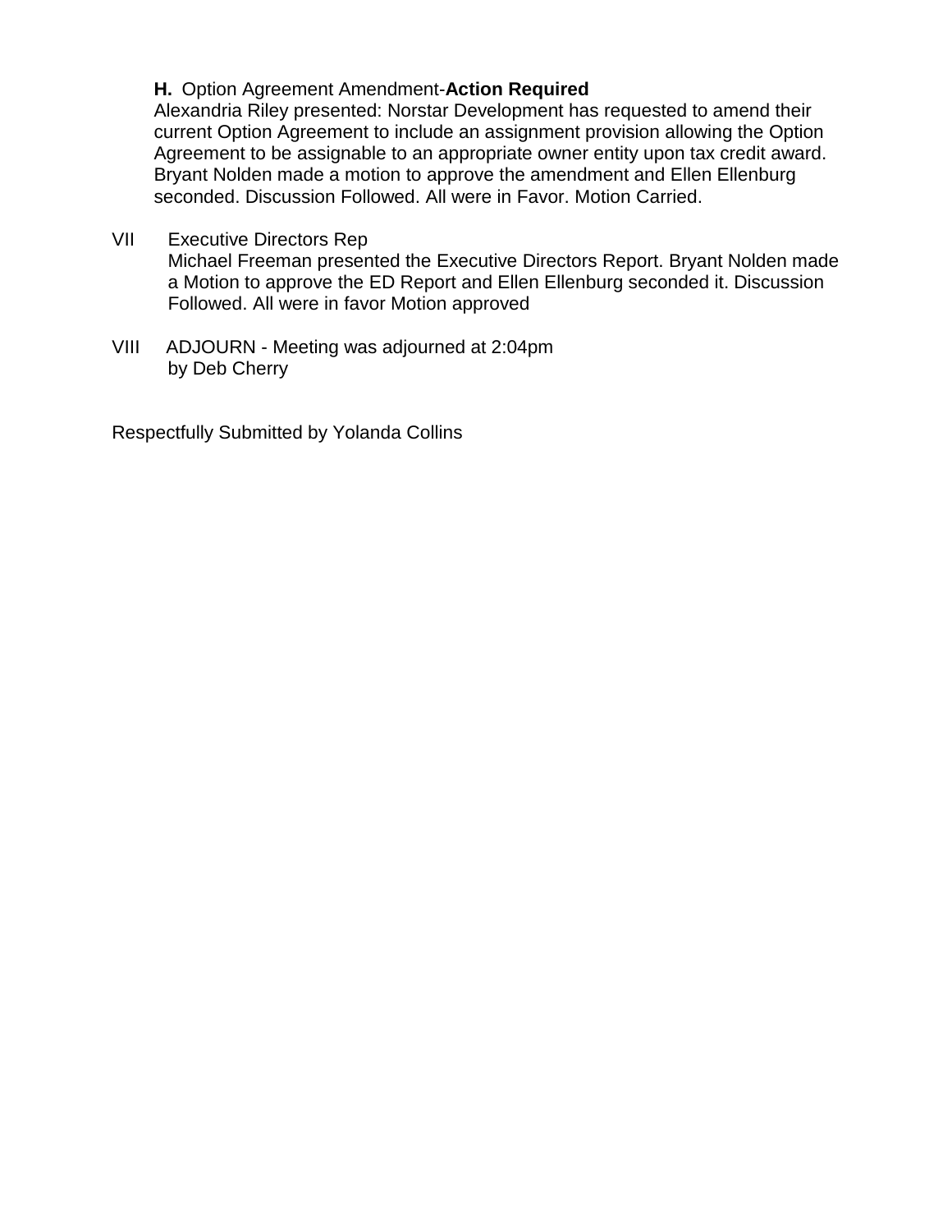**H.** Option Agreement Amendment-**Action Required**
Alexandria Riley presented: Norstar Development has requested to amend their current Option Agreement to include an assignment provision allowing the Option Agreement to be assignable to an appropriate owner entity upon tax credit award. Bryant Nolden made a motion to approve the amendment and Ellen Ellenburg seconded. Discussion Followed. All were in Favor. Motion Carried.

VII Executive Directors Rep
Michael Freeman presented the Executive Directors Report. Bryant Nolden made a Motion to approve the ED Report and Ellen Ellenburg seconded it. Discussion Followed. All were in favor Motion approved

VIII ADJOURN - Meeting was adjourned at 2:04pm
by Deb Cherry

Respectfully Submitted by Yolanda Collins